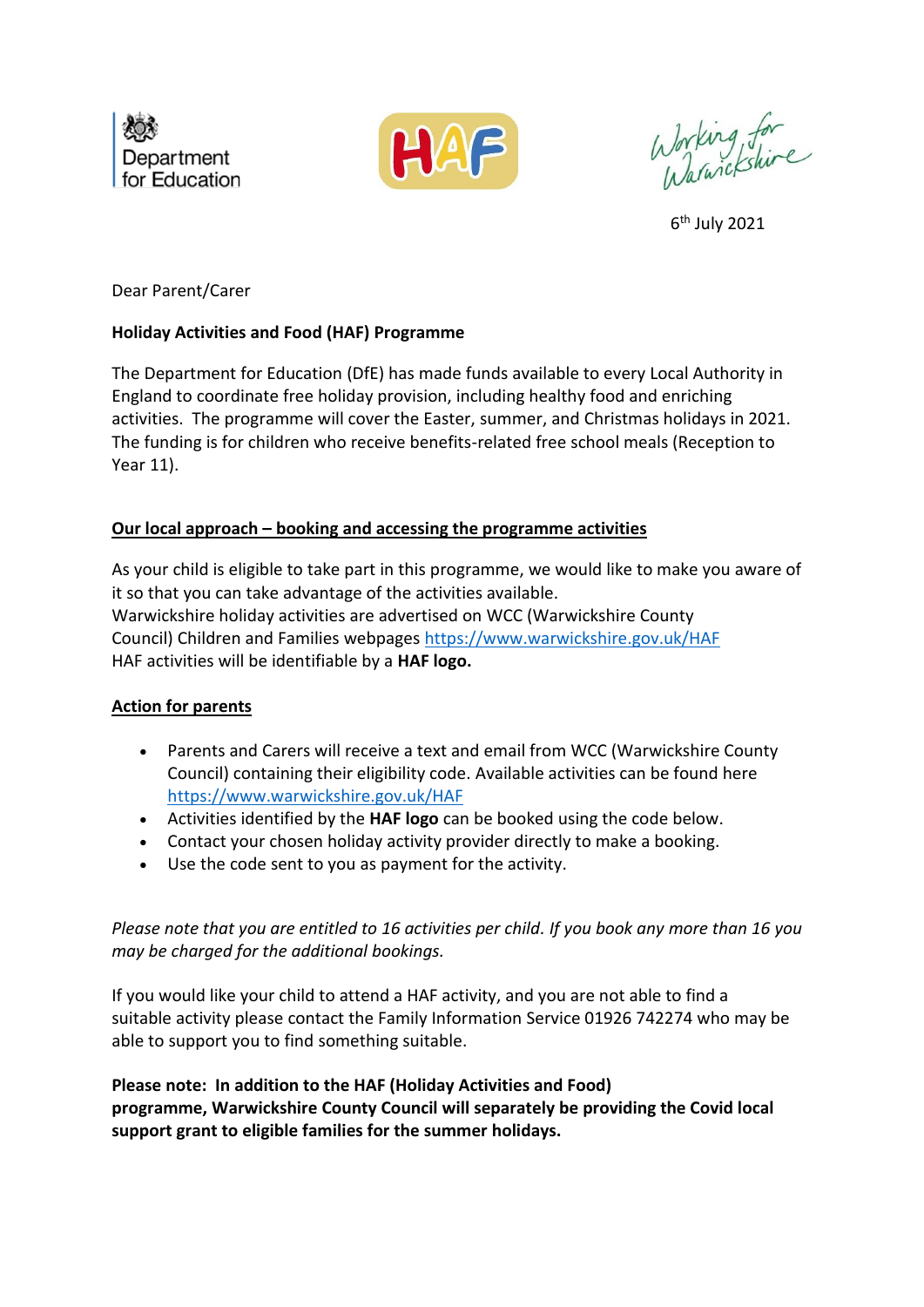Department for Education

HAF

Working for Warwickshire

6th July 2021

Dear Parent/Carer

**Holiday Activities and Food (HAF) Programme**

The Department for Education (DfE) has made funds available to every Local Authority in England to coordinate free holiday provision, including healthy food and enriching activities. The programme will cover the Easter, summer, and Christmas holidays in 2021. The funding is for children who receive benefits-related free school meals (Reception to Year 11).

**Our local approach – booking and accessing the programme activities**

As your child is eligible to take part in this programme, we would like to make you aware of it so that you can take advantage of the activities available.
Warwickshire holiday activities are advertised on WCC (Warwickshire County Council) Children and Families webpages https://www.warwickshire.gov.uk/HAF
HAF activities will be identifiable by a **HAF logo.**

**Action for parents**

- Parents and Carers will receive a text and email from WCC (Warwickshire County Council) containing their eligibility code. Available activities can be found here https://www.warwickshire.gov.uk/HAF
- Activities identified by the **HAF logo** can be booked using the code below.
- Contact your chosen holiday activity provider directly to make a booking.
- Use the code sent to you as payment for the activity.

*Please note that you are entitled to 16 activities per child. If you book any more than 16 you may be charged for the additional bookings.*

If you would like your child to attend a HAF activity, and you are not able to find a suitable activity please contact the Family Information Service 01926 742274 who may be able to support you to find something suitable.

**Please note: In addition to the HAF (Holiday Activities and Food) programme, Warwickshire County Council will separately be providing the Covid local support grant to eligible families for the summer holidays.**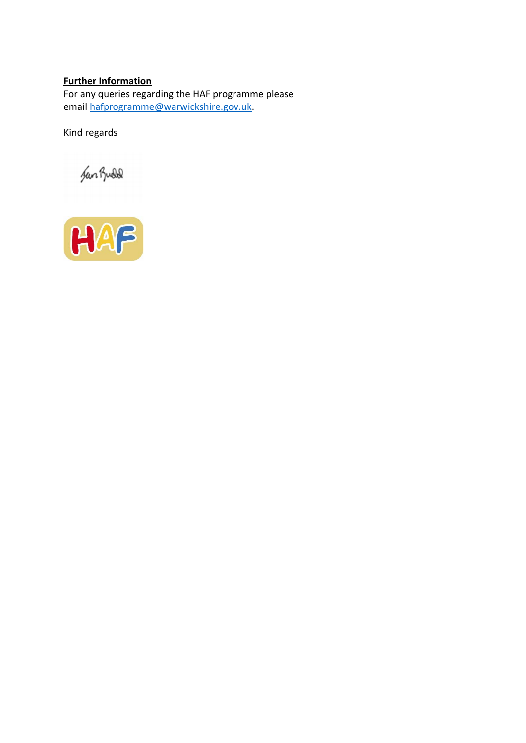**Further Information**

For any queries regarding the HAF programme please email hafprogramme@warwickshire.gov.uk.

Kind regards